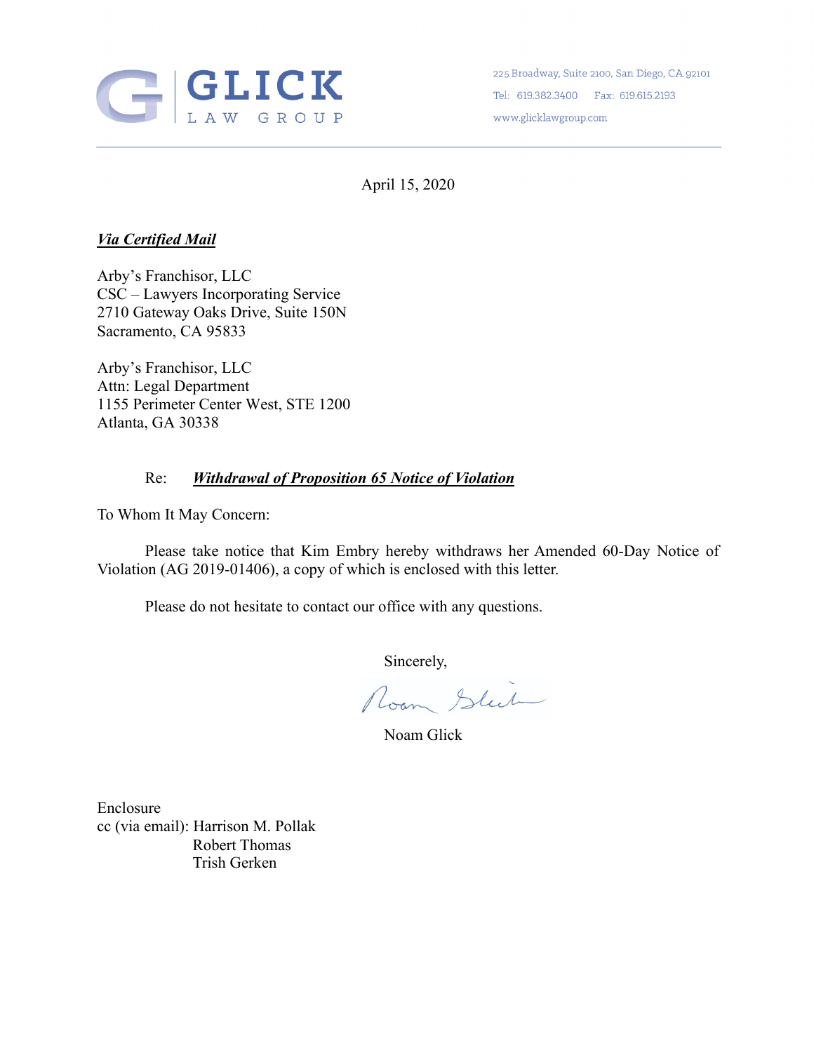**GLICK** LAW GROUP

225 Broadway, Suite 2100, San Diego, CA 92101

Tel: 619.382.3400 Fax: 619.615.2193

www.glicklawgroup.com

---

April 15, 2020

***Via Certified Mail***

Arby's Franchisor, LLC
CSC – Lawyers Incorporating Service
2710 Gateway Oaks Drive, Suite 150N
Sacramento, CA 95833

Arby's Franchisor, LLC
Attn: Legal Department
1155 Perimeter Center West, STE 1200
Atlanta, GA 30338

Re: ***Withdrawal of Proposition 65 Notice of Violation***

To Whom It May Concern:

Please take notice that Kim Embry hereby withdraws her Amended 60-Day Notice of Violation (AG 2019-01406), a copy of which is enclosed with this letter.

Please do not hesitate to contact our office with any questions.

Sincerely,

Noam Glick

Enclosure
cc (via email): Harrison M. Pollak
Robert Thomas
Trish Gerken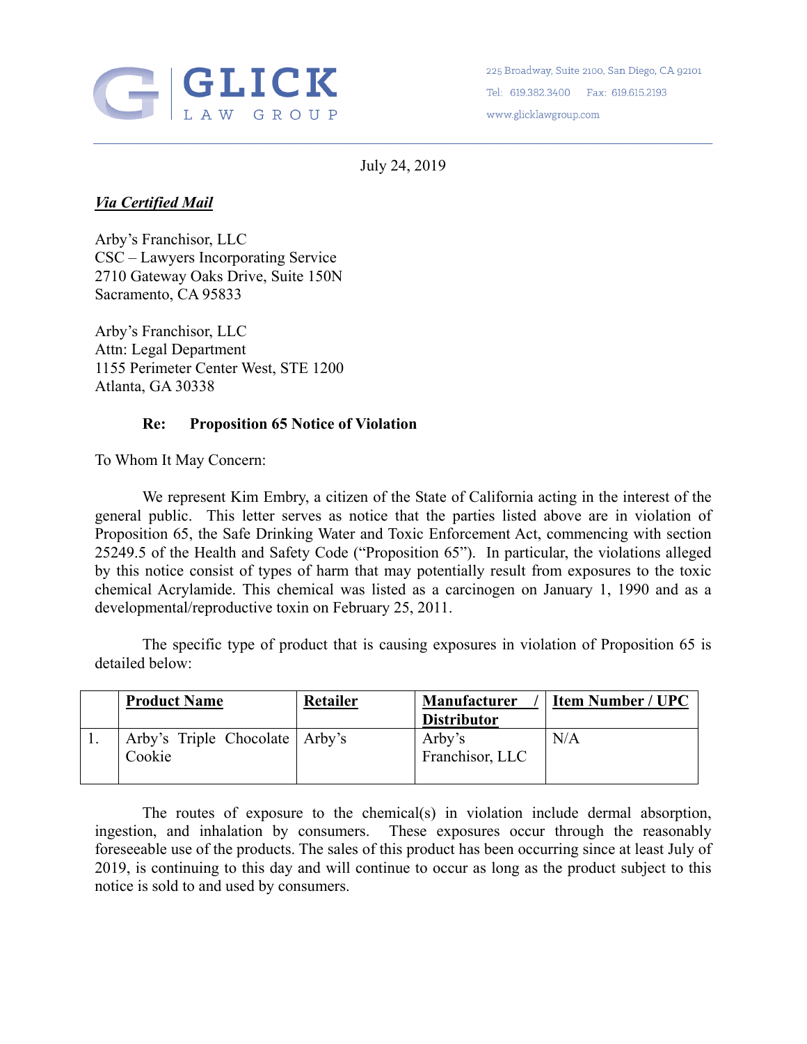**GLICK** LAW GROUP

225 Broadway, Suite 2100, San Diego, CA 92101

Tel: 619.382.3400 Fax: 619.615.2193

www.glicklawgroup.com

July 24, 2019

***Via Certified Mail***

Arby's Franchisor, LLC
CSC – Lawyers Incorporating Service
2710 Gateway Oaks Drive, Suite 150N
Sacramento, CA 95833

Arby's Franchisor, LLC
Attn: Legal Department
1155 Perimeter Center West, STE 1200
Atlanta, GA 30338

**Re: Proposition 65 Notice of Violation**

To Whom It May Concern:

We represent Kim Embry, a citizen of the State of California acting in the interest of the general public. This letter serves as notice that the parties listed above are in violation of Proposition 65, the Safe Drinking Water and Toxic Enforcement Act, commencing with section 25249.5 of the Health and Safety Code ("Proposition 65"). In particular, the violations alleged by this notice consist of types of harm that may potentially result from exposures to the toxic chemical Acrylamide. This chemical was listed as a carcinogen on January 1, 1990 and as a developmental/reproductive toxin on February 25, 2011.

The specific type of product that is causing exposures in violation of Proposition 65 is detailed below:

| | **Product Name** | **Retailer** | **Manufacturer / Distributor** | **Item Number / UPC** |
|---|---|---|---|---|
| 1. | Arby's Triple Chocolate Cookie | Arby's | Arby's Franchisor, LLC | N/A |

The routes of exposure to the chemical(s) in violation include dermal absorption, ingestion, and inhalation by consumers. These exposures occur through the reasonably foreseeable use of the products. The sales of this product has been occurring since at least July of 2019, is continuing to this day and will continue to occur as long as the product subject to this notice is sold to and used by consumers.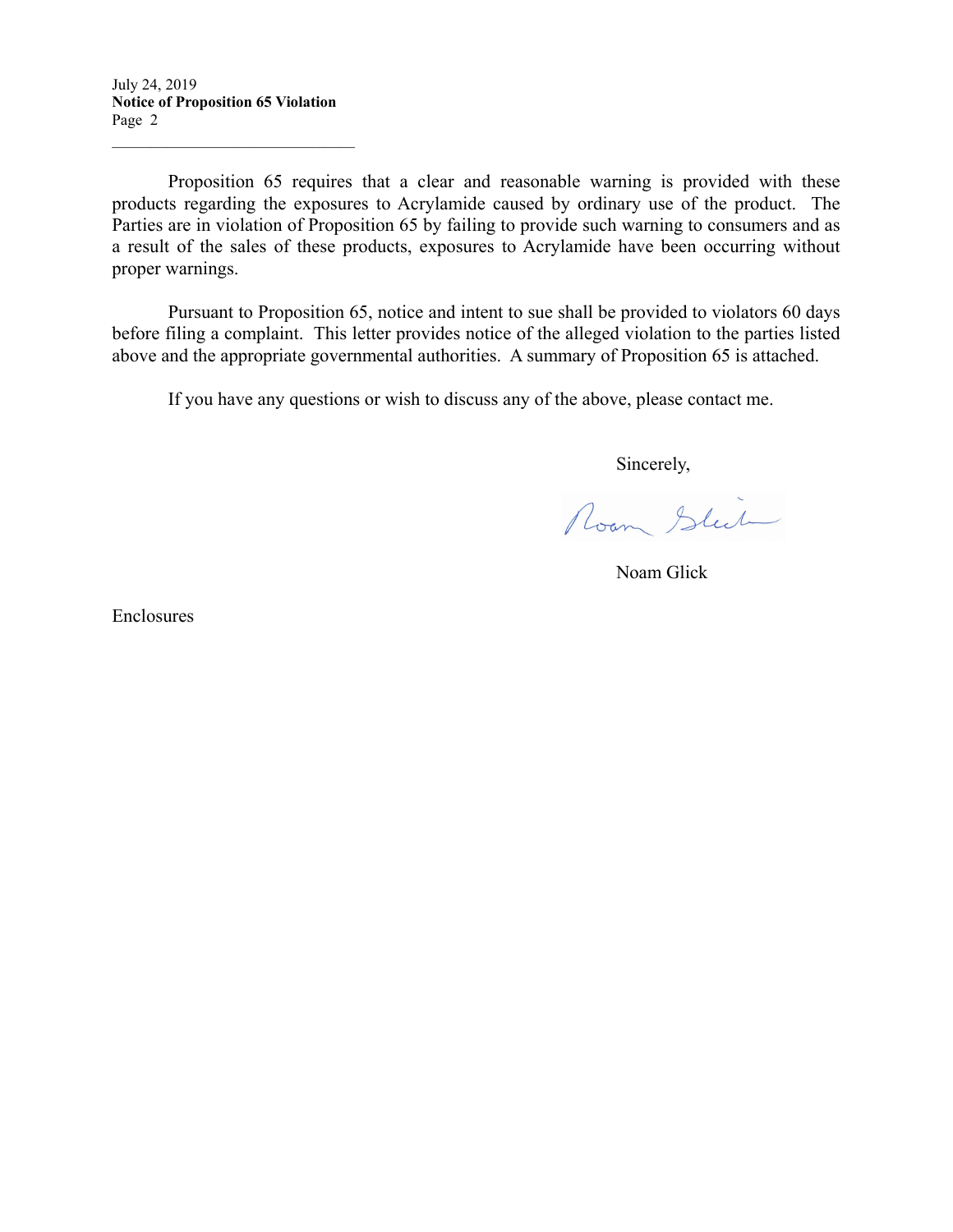Proposition 65 requires that a clear and reasonable warning is provided with these products regarding the exposures to Acrylamide caused by ordinary use of the product. The Parties are in violation of Proposition 65 by failing to provide such warning to consumers and as a result of the sales of these products, exposures to Acrylamide have been occurring without proper warnings.

Pursuant to Proposition 65, notice and intent to sue shall be provided to violators 60 days before filing a complaint. This letter provides notice of the alleged violation to the parties listed above and the appropriate governmental authorities. A summary of Proposition 65 is attached.

If you have any questions or wish to discuss any of the above, please contact me.

Sincerely,

Noam Glick

Enclosures